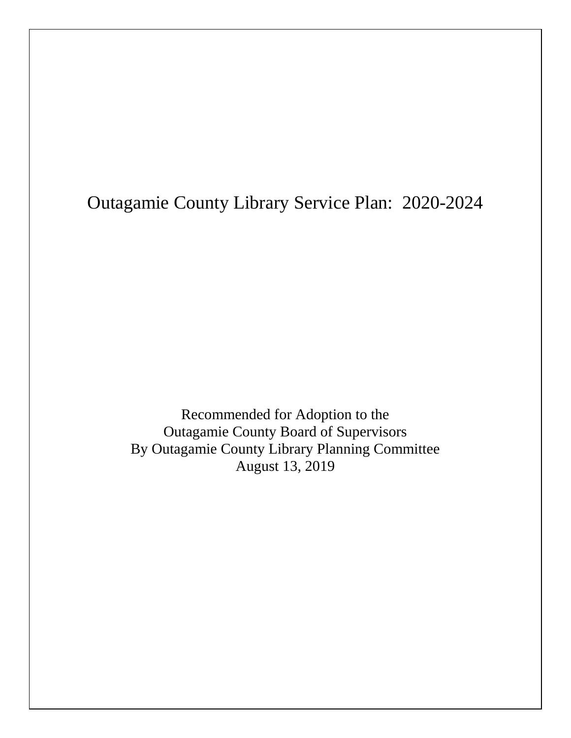# Outagamie County Library Service Plan: 2020-2024

Recommended for Adoption to the
Outagamie County Board of Supervisors
By Outagamie County Library Planning Committee
August 13, 2019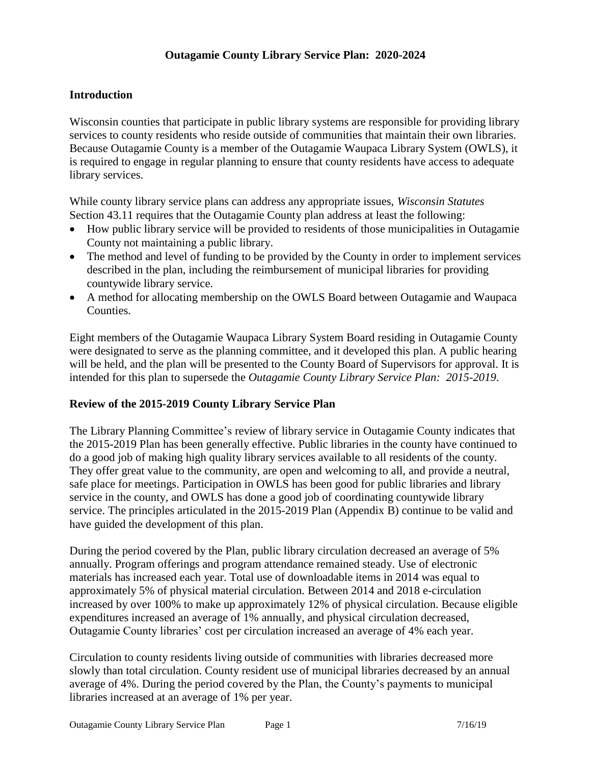# Outagamie County Library Service Plan: 2020-2024

## Introduction

Wisconsin counties that participate in public library systems are responsible for providing library services to county residents who reside outside of communities that maintain their own libraries. Because Outagamie County is a member of the Outagamie Waupaca Library System (OWLS), it is required to engage in regular planning to ensure that county residents have access to adequate library services.

While county library service plans can address any appropriate issues, *Wisconsin Statutes* Section 43.11 requires that the Outagamie County plan address at least the following:

- How public library service will be provided to residents of those municipalities in Outagamie County not maintaining a public library.
- The method and level of funding to be provided by the County in order to implement services described in the plan, including the reimbursement of municipal libraries for providing countywide library service.
- A method for allocating membership on the OWLS Board between Outagamie and Waupaca Counties.

Eight members of the Outagamie Waupaca Library System Board residing in Outagamie County were designated to serve as the planning committee, and it developed this plan. A public hearing will be held, and the plan will be presented to the County Board of Supervisors for approval. It is intended for this plan to supersede the *Outagamie County Library Service Plan: 2015-2019*.

## Review of the 2015-2019 County Library Service Plan

The Library Planning Committee's review of library service in Outagamie County indicates that the 2015-2019 Plan has been generally effective. Public libraries in the county have continued to do a good job of making high quality library services available to all residents of the county. They offer great value to the community, are open and welcoming to all, and provide a neutral, safe place for meetings. Participation in OWLS has been good for public libraries and library service in the county, and OWLS has done a good job of coordinating countywide library service. The principles articulated in the 2015-2019 Plan (Appendix B) continue to be valid and have guided the development of this plan.

During the period covered by the Plan, public library circulation decreased an average of 5% annually. Program offerings and program attendance remained steady. Use of electronic materials has increased each year. Total use of downloadable items in 2014 was equal to approximately 5% of physical material circulation. Between 2014 and 2018 e-circulation increased by over 100% to make up approximately 12% of physical circulation. Because eligible expenditures increased an average of 1% annually, and physical circulation decreased, Outagamie County libraries' cost per circulation increased an average of 4% each year.

Circulation to county residents living outside of communities with libraries decreased more slowly than total circulation. County resident use of municipal libraries decreased by an annual average of 4%. During the period covered by the Plan, the County's payments to municipal libraries increased at an average of 1% per year.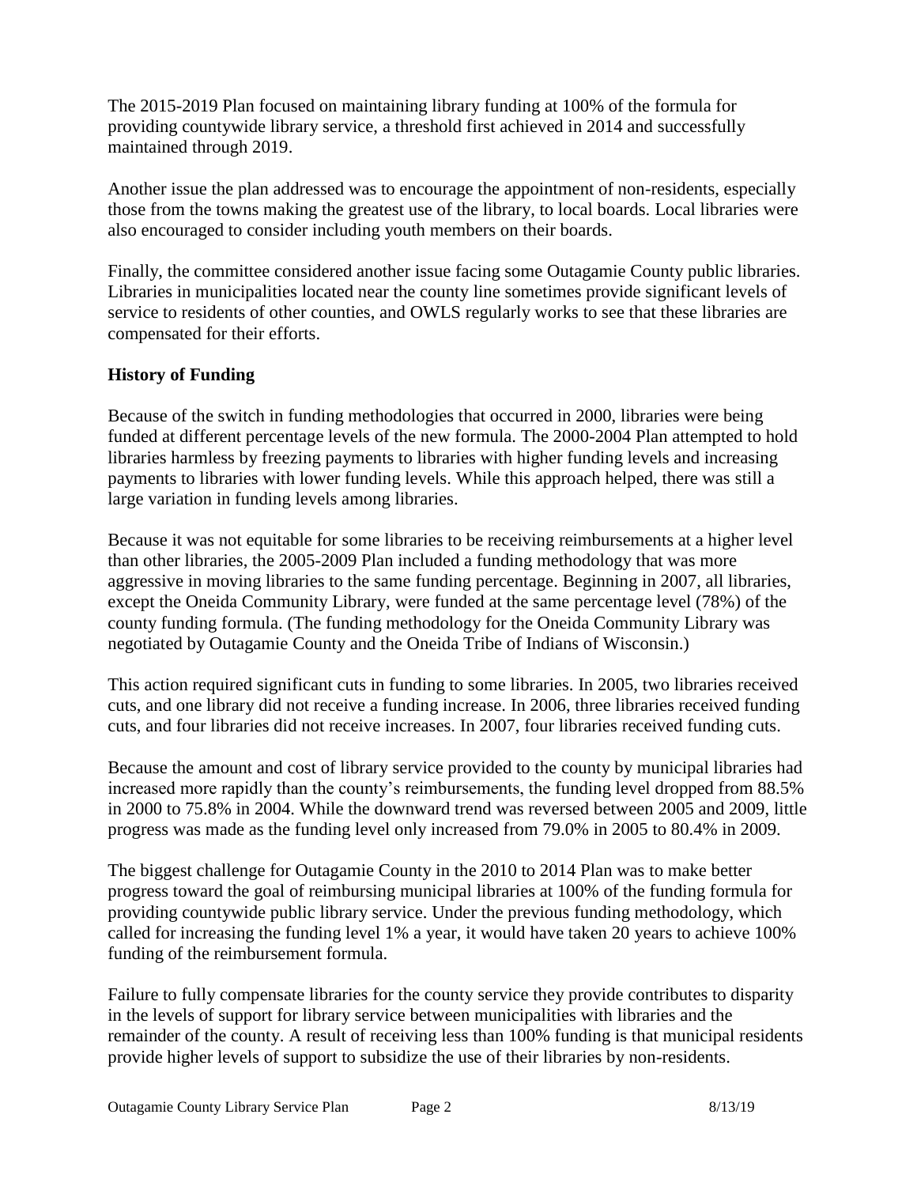The 2015-2019 Plan focused on maintaining library funding at 100% of the formula for providing countywide library service, a threshold first achieved in 2014 and successfully maintained through 2019.

Another issue the plan addressed was to encourage the appointment of non-residents, especially those from the towns making the greatest use of the library, to local boards. Local libraries were also encouraged to consider including youth members on their boards.

Finally, the committee considered another issue facing some Outagamie County public libraries. Libraries in municipalities located near the county line sometimes provide significant levels of service to residents of other counties, and OWLS regularly works to see that these libraries are compensated for their efforts.

**History of Funding**

Because of the switch in funding methodologies that occurred in 2000, libraries were being funded at different percentage levels of the new formula. The 2000-2004 Plan attempted to hold libraries harmless by freezing payments to libraries with higher funding levels and increasing payments to libraries with lower funding levels. While this approach helped, there was still a large variation in funding levels among libraries.

Because it was not equitable for some libraries to be receiving reimbursements at a higher level than other libraries, the 2005-2009 Plan included a funding methodology that was more aggressive in moving libraries to the same funding percentage. Beginning in 2007, all libraries, except the Oneida Community Library, were funded at the same percentage level (78%) of the county funding formula. (The funding methodology for the Oneida Community Library was negotiated by Outagamie County and the Oneida Tribe of Indians of Wisconsin.)

This action required significant cuts in funding to some libraries. In 2005, two libraries received cuts, and one library did not receive a funding increase. In 2006, three libraries received funding cuts, and four libraries did not receive increases. In 2007, four libraries received funding cuts.

Because the amount and cost of library service provided to the county by municipal libraries had increased more rapidly than the county's reimbursements, the funding level dropped from 88.5% in 2000 to 75.8% in 2004. While the downward trend was reversed between 2005 and 2009, little progress was made as the funding level only increased from 79.0% in 2005 to 80.4% in 2009.

The biggest challenge for Outagamie County in the 2010 to 2014 Plan was to make better progress toward the goal of reimbursing municipal libraries at 100% of the funding formula for providing countywide public library service. Under the previous funding methodology, which called for increasing the funding level 1% a year, it would have taken 20 years to achieve 100% funding of the reimbursement formula.

Failure to fully compensate libraries for the county service they provide contributes to disparity in the levels of support for library service between municipalities with libraries and the remainder of the county. A result of receiving less than 100% funding is that municipal residents provide higher levels of support to subsidize the use of their libraries by non-residents.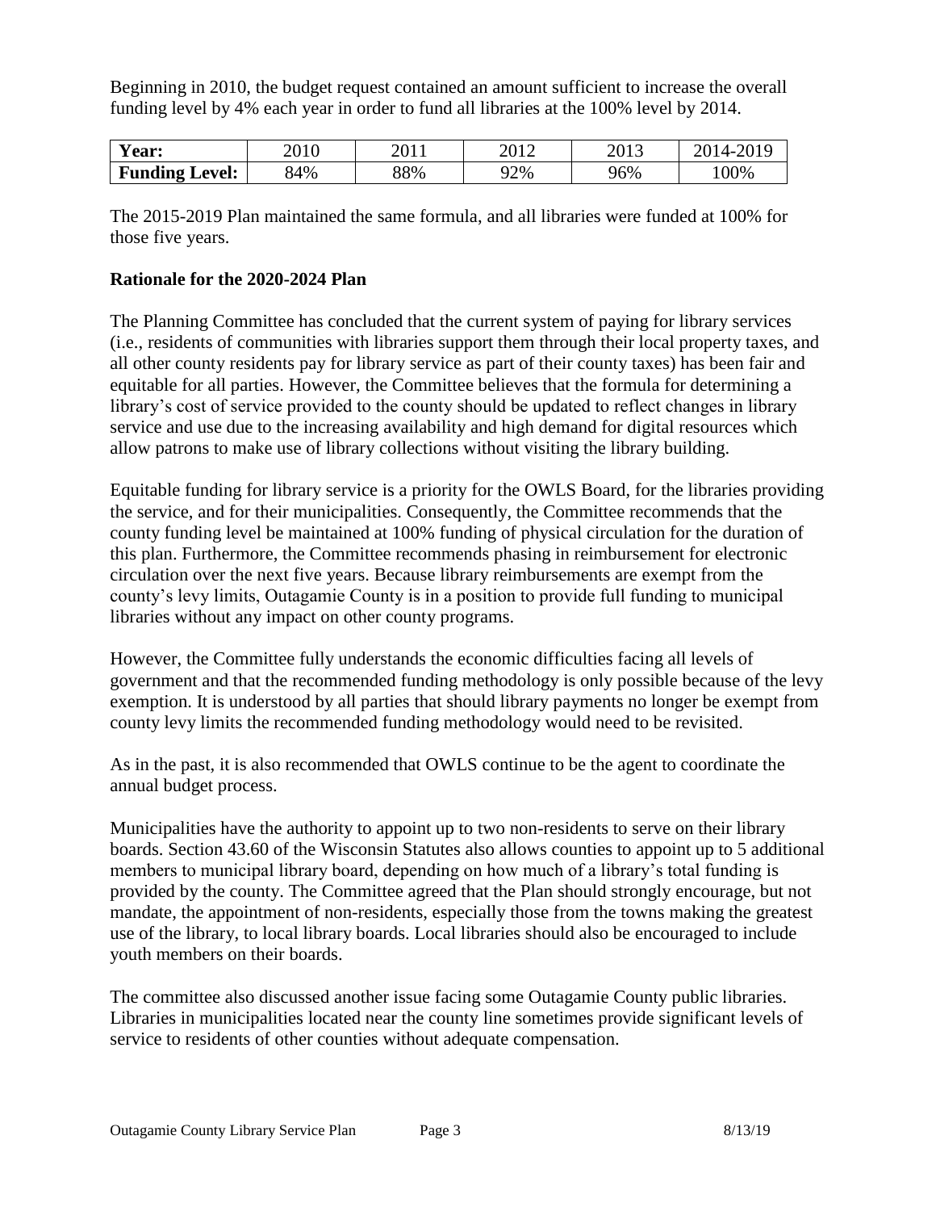Beginning in 2010, the budget request contained an amount sufficient to increase the overall funding level by 4% each year in order to fund all libraries at the 100% level by 2014.

| **Year:** | 2010 | 2011 | 2012 | 2013 | 2014-2019 |
|---|---|---|---|---|---|
| **Funding Level:** | 84% | 88% | 92% | 96% | 100% |

The 2015-2019 Plan maintained the same formula, and all libraries were funded at 100% for those five years.

**Rationale for the 2020-2024 Plan**

The Planning Committee has concluded that the current system of paying for library services (i.e., residents of communities with libraries support them through their local property taxes, and all other county residents pay for library service as part of their county taxes) has been fair and equitable for all parties. However, the Committee believes that the formula for determining a library's cost of service provided to the county should be updated to reflect changes in library service and use due to the increasing availability and high demand for digital resources which allow patrons to make use of library collections without visiting the library building.

Equitable funding for library service is a priority for the OWLS Board, for the libraries providing the service, and for their municipalities. Consequently, the Committee recommends that the county funding level be maintained at 100% funding of physical circulation for the duration of this plan. Furthermore, the Committee recommends phasing in reimbursement for electronic circulation over the next five years. Because library reimbursements are exempt from the county's levy limits, Outagamie County is in a position to provide full funding to municipal libraries without any impact on other county programs.

However, the Committee fully understands the economic difficulties facing all levels of government and that the recommended funding methodology is only possible because of the levy exemption. It is understood by all parties that should library payments no longer be exempt from county levy limits the recommended funding methodology would need to be revisited.

As in the past, it is also recommended that OWLS continue to be the agent to coordinate the annual budget process.

Municipalities have the authority to appoint up to two non-residents to serve on their library boards. Section 43.60 of the Wisconsin Statutes also allows counties to appoint up to 5 additional members to municipal library board, depending on how much of a library's total funding is provided by the county. The Committee agreed that the Plan should strongly encourage, but not mandate, the appointment of non-residents, especially those from the towns making the greatest use of the library, to local library boards. Local libraries should also be encouraged to include youth members on their boards.

The committee also discussed another issue facing some Outagamie County public libraries. Libraries in municipalities located near the county line sometimes provide significant levels of service to residents of other counties without adequate compensation.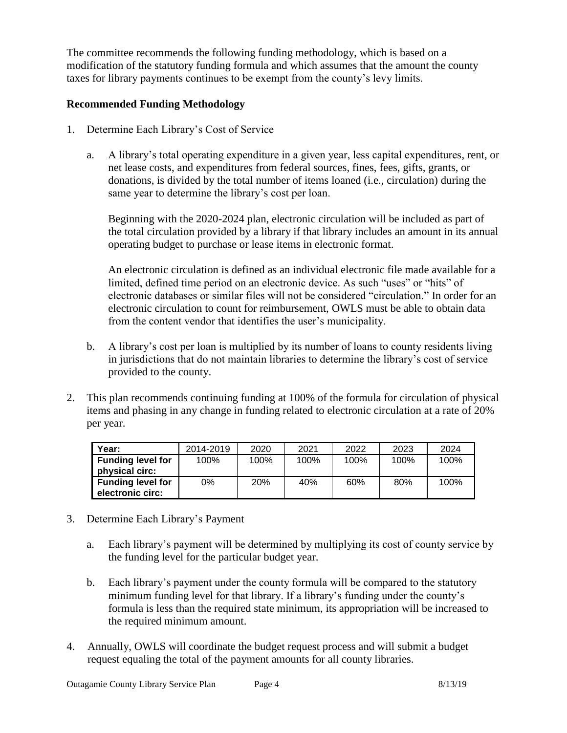The committee recommends the following funding methodology, which is based on a modification of the statutory funding formula and which assumes that the amount the county taxes for library payments continues to be exempt from the county's levy limits.

**Recommended Funding Methodology**

1. Determine Each Library's Cost of Service

   a. A library's total operating expenditure in a given year, less capital expenditures, rent, or net lease costs, and expenditures from federal sources, fines, fees, gifts, grants, or donations, is divided by the total number of items loaned (i.e., circulation) during the same year to determine the library's cost per loan.

      Beginning with the 2020-2024 plan, electronic circulation will be included as part of the total circulation provided by a library if that library includes an amount in its annual operating budget to purchase or lease items in electronic format.

      An electronic circulation is defined as an individual electronic file made available for a limited, defined time period on an electronic device. As such "uses" or "hits" of electronic databases or similar files will not be considered "circulation." In order for an electronic circulation to count for reimbursement, OWLS must be able to obtain data from the content vendor that identifies the user's municipality.

   b. A library's cost per loan is multiplied by its number of loans to county residents living in jurisdictions that do not maintain libraries to determine the library's cost of service provided to the county.

2. This plan recommends continuing funding at 100% of the formula for circulation of physical items and phasing in any change in funding related to electronic circulation at a rate of 20% per year.

| **Year:** | 2014-2019 | 2020 | 2021 | 2022 | 2023 | 2024 |
|---|---|---|---|---|---|---|
| **Funding level for physical circ:** | 100% | 100% | 100% | 100% | 100% | 100% |
| **Funding level for electronic circ:** | 0% | 20% | 40% | 60% | 80% | 100% |

3. Determine Each Library's Payment

   a. Each library's payment will be determined by multiplying its cost of county service by the funding level for the particular budget year.

   b. Each library's payment under the county formula will be compared to the statutory minimum funding level for that library. If a library's funding under the county's formula is less than the required state minimum, its appropriation will be increased to the required minimum amount.

4. Annually, OWLS will coordinate the budget request process and will submit a budget request equaling the total of the payment amounts for all county libraries.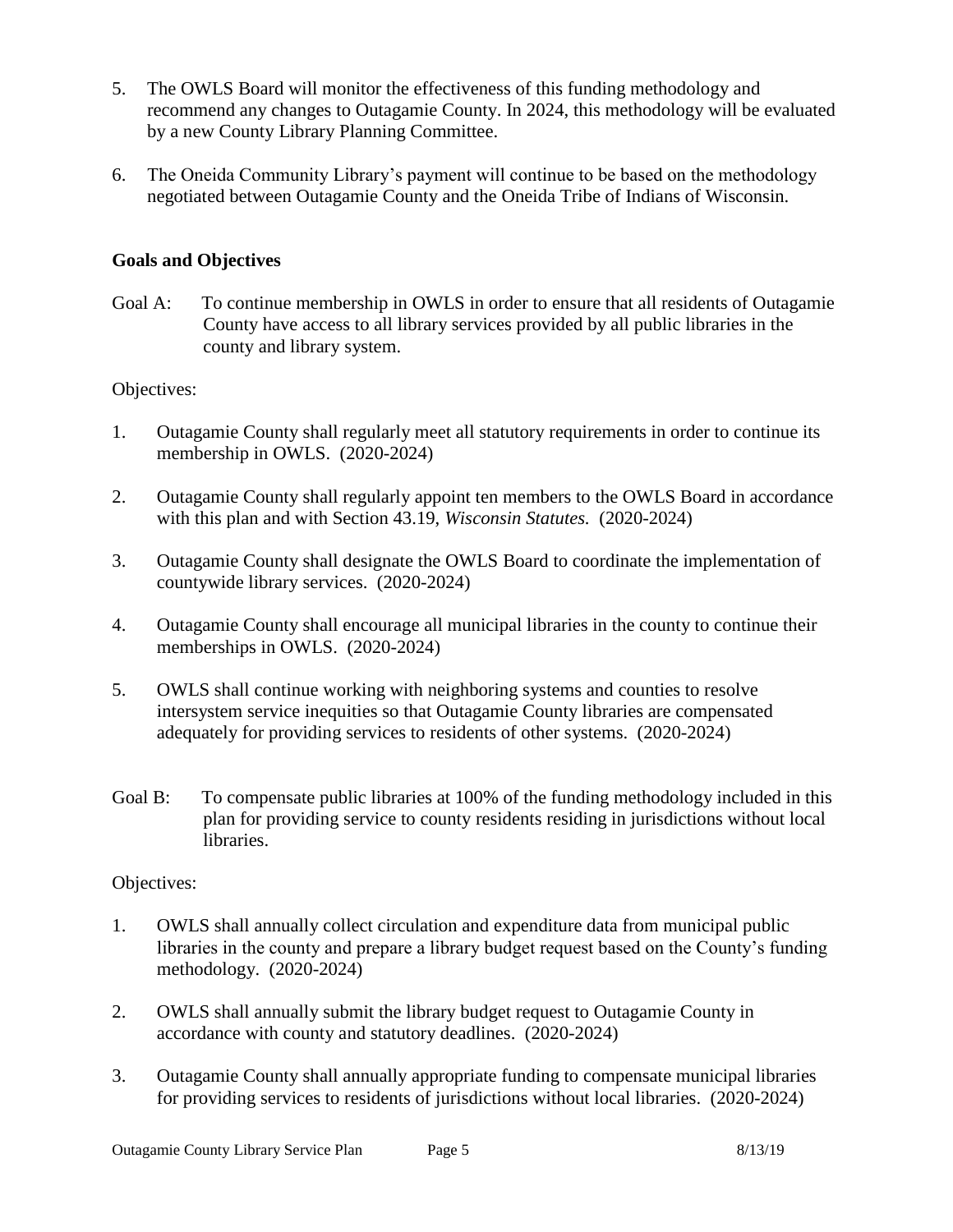5. The OWLS Board will monitor the effectiveness of this funding methodology and recommend any changes to Outagamie County. In 2024, this methodology will be evaluated by a new County Library Planning Committee.

6. The Oneida Community Library's payment will continue to be based on the methodology negotiated between Outagamie County and the Oneida Tribe of Indians of Wisconsin.

**Goals and Objectives**

Goal A: To continue membership in OWLS in order to ensure that all residents of Outagamie County have access to all library services provided by all public libraries in the county and library system.

Objectives:

1. Outagamie County shall regularly meet all statutory requirements in order to continue its membership in OWLS. (2020-2024)

2. Outagamie County shall regularly appoint ten members to the OWLS Board in accordance with this plan and with Section 43.19, *Wisconsin Statutes*. (2020-2024)

3. Outagamie County shall designate the OWLS Board to coordinate the implementation of countywide library services. (2020-2024)

4. Outagamie County shall encourage all municipal libraries in the county to continue their memberships in OWLS. (2020-2024)

5. OWLS shall continue working with neighboring systems and counties to resolve intersystem service inequities so that Outagamie County libraries are compensated adequately for providing services to residents of other systems. (2020-2024)

Goal B: To compensate public libraries at 100% of the funding methodology included in this plan for providing service to county residents residing in jurisdictions without local libraries.

Objectives:

1. OWLS shall annually collect circulation and expenditure data from municipal public libraries in the county and prepare a library budget request based on the County's funding methodology. (2020-2024)

2. OWLS shall annually submit the library budget request to Outagamie County in accordance with county and statutory deadlines. (2020-2024)

3. Outagamie County shall annually appropriate funding to compensate municipal libraries for providing services to residents of jurisdictions without local libraries. (2020-2024)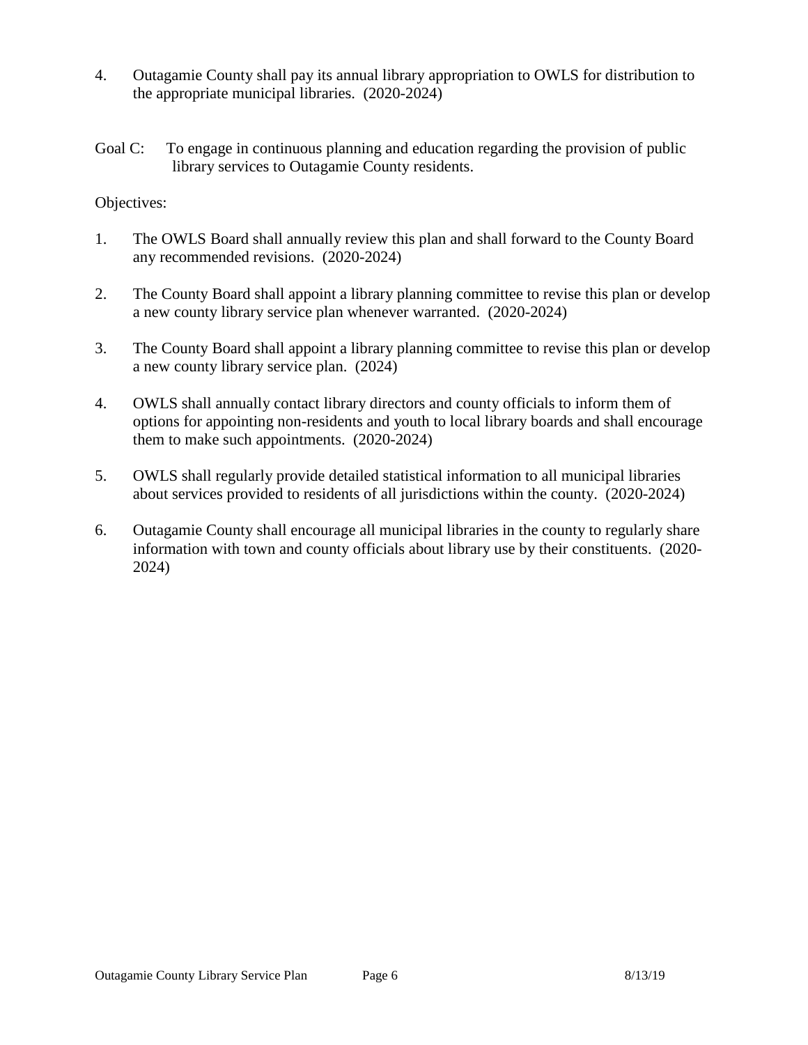4. Outagamie County shall pay its annual library appropriation to OWLS for distribution to the appropriate municipal libraries. (2020-2024)

Goal C: To engage in continuous planning and education regarding the provision of public library services to Outagamie County residents.

Objectives:

1. The OWLS Board shall annually review this plan and shall forward to the County Board any recommended revisions. (2020-2024)

2. The County Board shall appoint a library planning committee to revise this plan or develop a new county library service plan whenever warranted. (2020-2024)

3. The County Board shall appoint a library planning committee to revise this plan or develop a new county library service plan. (2024)

4. OWLS shall annually contact library directors and county officials to inform them of options for appointing non-residents and youth to local library boards and shall encourage them to make such appointments. (2020-2024)

5. OWLS shall regularly provide detailed statistical information to all municipal libraries about services provided to residents of all jurisdictions within the county. (2020-2024)

6. Outagamie County shall encourage all municipal libraries in the county to regularly share information with town and county officials about library use by their constituents. (2020-2024)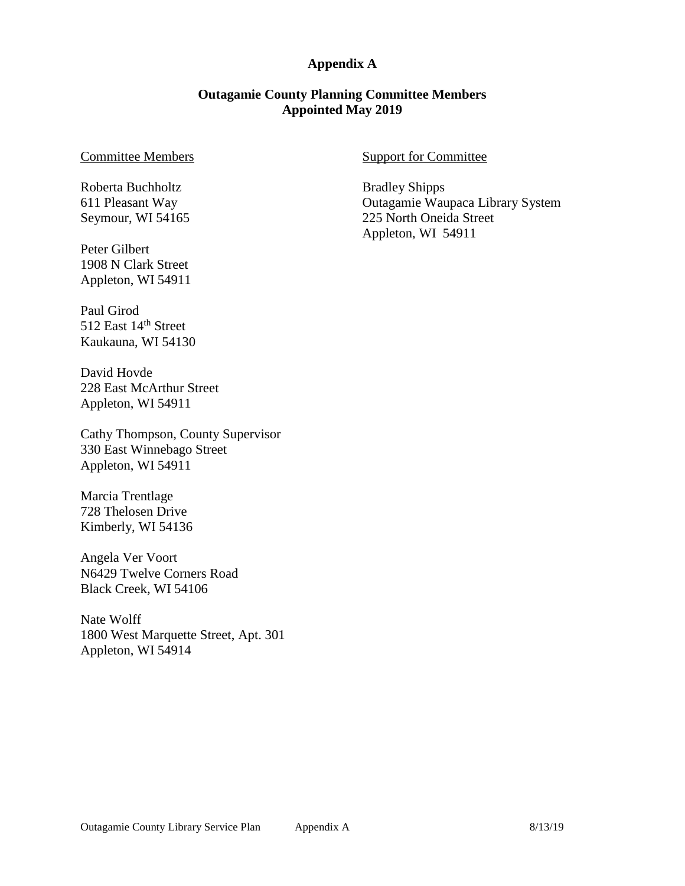# Appendix A

## Outagamie County Planning Committee Members
## Appointed May 2019

Committee Members

Roberta Buchholtz
611 Pleasant Way
Seymour, WI 54165

Peter Gilbert
1908 N Clark Street
Appleton, WI 54911

Paul Girod
512 East 14th Street
Kaukauna, WI 54130

David Hovde
228 East McArthur Street
Appleton, WI 54911

Cathy Thompson, County Supervisor
330 East Winnebago Street
Appleton, WI 54911

Marcia Trentlage
728 Thelosen Drive
Kimberly, WI 54136

Angela Ver Voort
N6429 Twelve Corners Road
Black Creek, WI 54106

Nate Wolff
1800 West Marquette Street, Apt. 301
Appleton, WI 54914

Support for Committee

Bradley Shipps
Outagamie Waupaca Library System
225 North Oneida Street
Appleton, WI 54911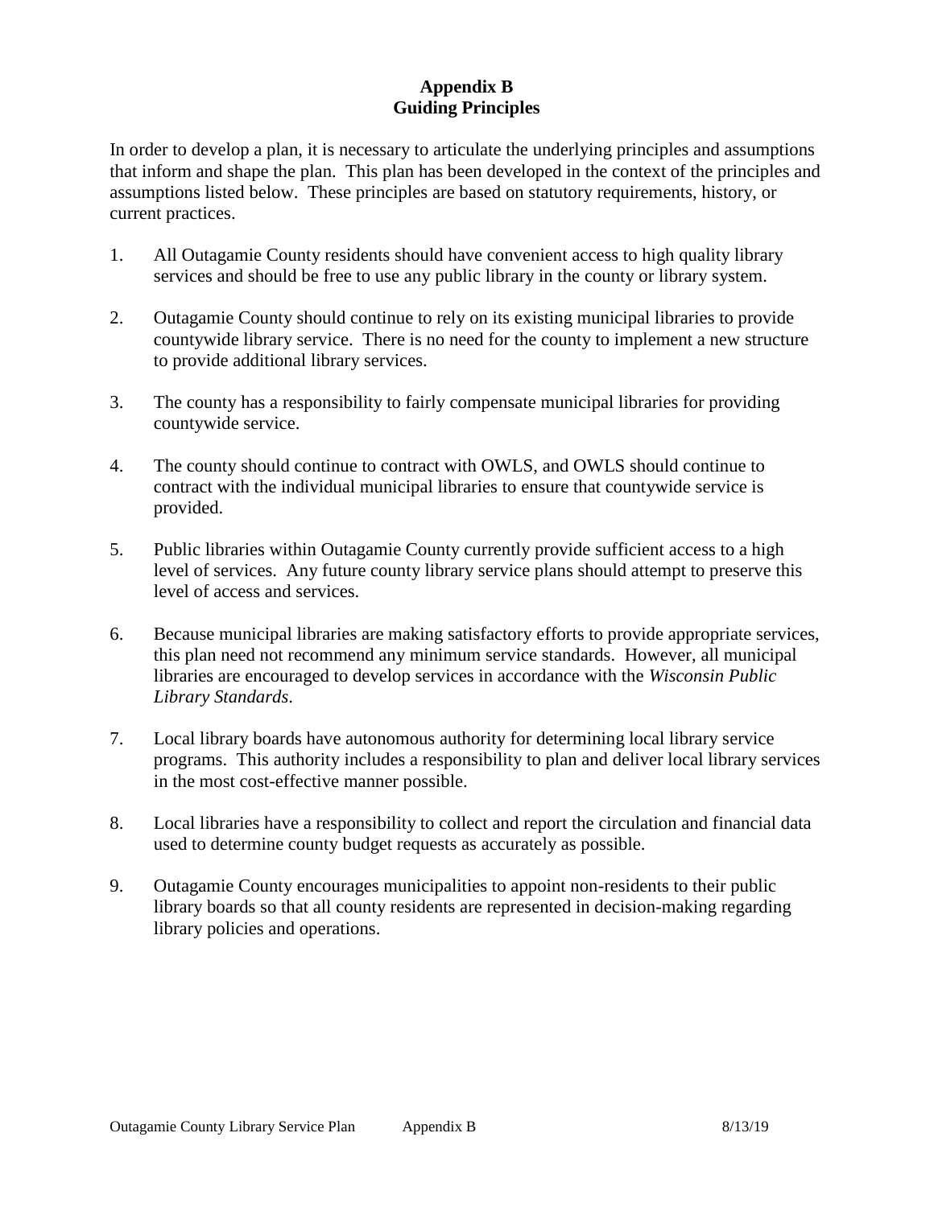# Appendix B
## Guiding Principles

In order to develop a plan, it is necessary to articulate the underlying principles and assumptions that inform and shape the plan. This plan has been developed in the context of the principles and assumptions listed below. These principles are based on statutory requirements, history, or current practices.

1. All Outagamie County residents should have convenient access to high quality library services and should be free to use any public library in the county or library system.

2. Outagamie County should continue to rely on its existing municipal libraries to provide countywide library service. There is no need for the county to implement a new structure to provide additional library services.

3. The county has a responsibility to fairly compensate municipal libraries for providing countywide service.

4. The county should continue to contract with OWLS, and OWLS should continue to contract with the individual municipal libraries to ensure that countywide service is provided.

5. Public libraries within Outagamie County currently provide sufficient access to a high level of services. Any future county library service plans should attempt to preserve this level of access and services.

6. Because municipal libraries are making satisfactory efforts to provide appropriate services, this plan need not recommend any minimum service standards. However, all municipal libraries are encouraged to develop services in accordance with the *Wisconsin Public Library Standards*.

7. Local library boards have autonomous authority for determining local library service programs. This authority includes a responsibility to plan and deliver local library services in the most cost-effective manner possible.

8. Local libraries have a responsibility to collect and report the circulation and financial data used to determine county budget requests as accurately as possible.

9. Outagamie County encourages municipalities to appoint non-residents to their public library boards so that all county residents are represented in decision-making regarding library policies and operations.